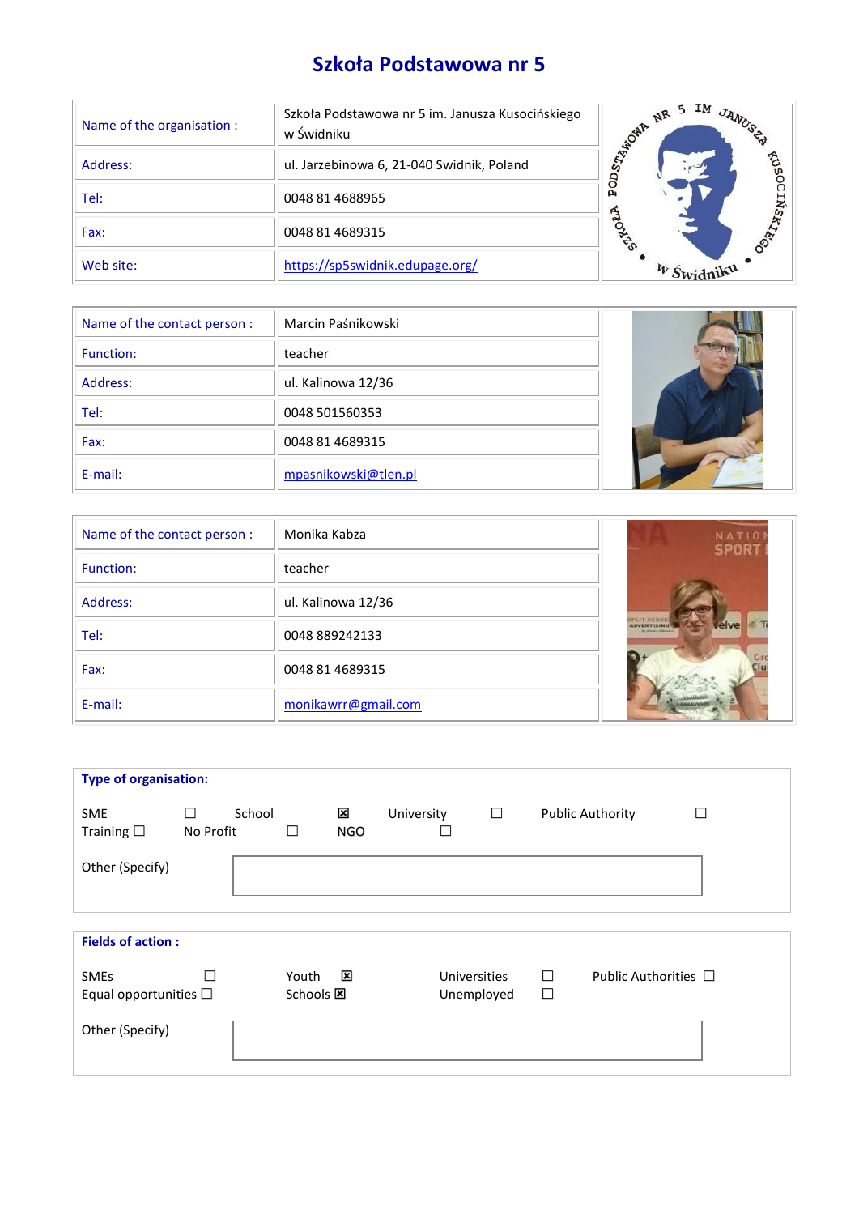# Szkoła Podstawowa nr 5

| | |
|---|---|
| Name of the organisation : | Szkoła Podstawowa nr 5 im. Janusza Kusocińskiego w Świdniku |
| Address: | ul. Jarzebinowa 6, 21-040 Swidnik, Poland |
| Tel: | 0048 81 4688965 |
| Fax: | 0048 81 4689315 |
| Web site: | [https://sp5swidnik.edupage.org/](https://sp5swidnik.edupage.org/) |

| | |
|---|---|
| Name of the contact person : | Marcin Paśnikowski |
| Function: | teacher |
| Address: | ul. Kalinowa 12/36 |
| Tel: | 0048 501560353 |
| Fax: | 0048 81 4689315 |
| E-mail: | [mpasnikowski@tlen.pl](mailto:mpasnikowski@tlen.pl) |

| | |
|---|---|
| Name of the contact person : | Monika Kabza |
| Function: | teacher |
| Address: | ul. Kalinowa 12/36 |
| Tel: | 0048 889242133 |
| Fax: | 0048 81 4689315 |
| E-mail: | [monikawrr@gmail.com](mailto:monikawrr@gmail.com) |

**Type of organisation:**

SME ☐ School ☒ University ☐ Public Authority ☐
Training ☐ No Profit ☐ NGO ☐

Other (Specify)

**Fields of action :**

SMEs ☐ Youth ☒ Universities ☐ Public Authorities ☐
Equal opportunities ☐ Schools ☒ Unemployed ☐

Other (Specify)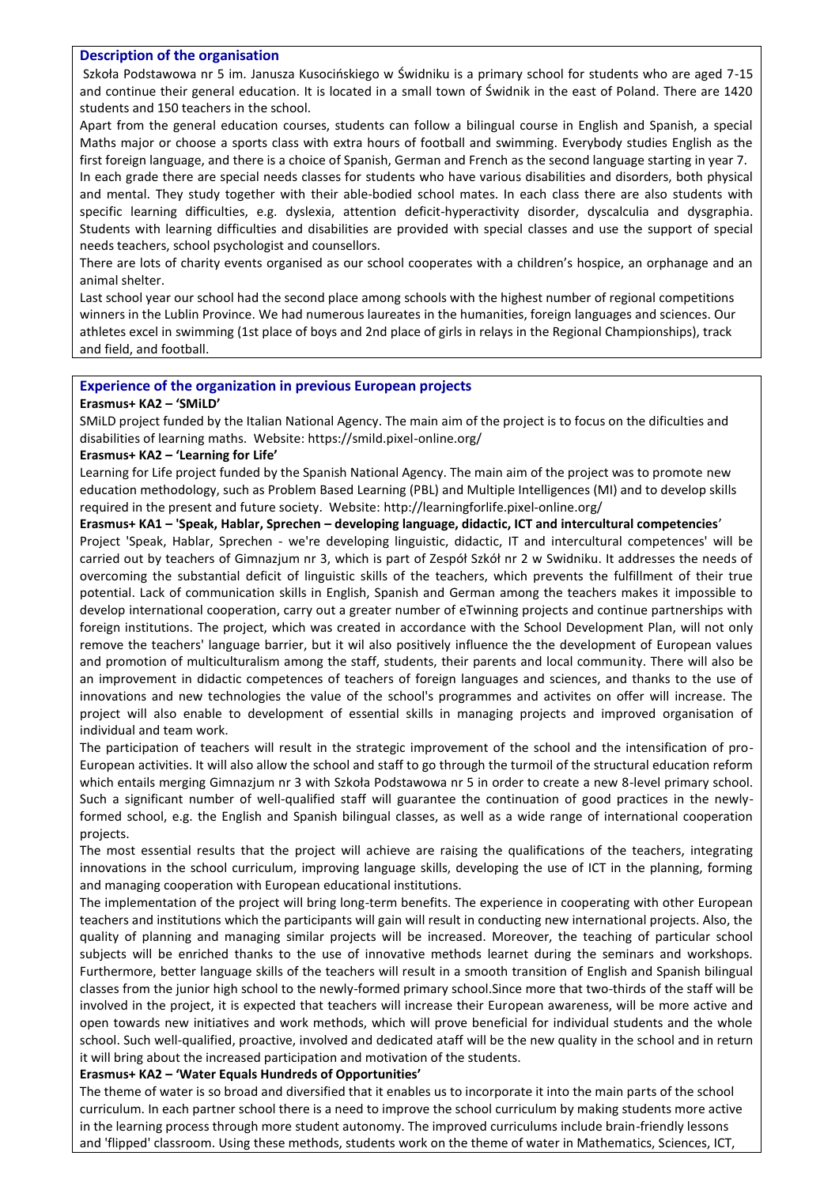## Description of the organisation

Szkoła Podstawowa nr 5 im. Janusza Kusocińskiego w Świdniku is a primary school for students who are aged 7-15 and continue their general education. It is located in a small town of Świdnik in the east of Poland. There are 1420 students and 150 teachers in the school.

Apart from the general education courses, students can follow a bilingual course in English and Spanish, a special Maths major or choose a sports class with extra hours of football and swimming. Everybody studies English as the first foreign language, and there is a choice of Spanish, German and French as the second language starting in year 7.

In each grade there are special needs classes for students who have various disabilities and disorders, both physical and mental. They study together with their able-bodied school mates. In each class there are also students with specific learning difficulties, e.g. dyslexia, attention deficit-hyperactivity disorder, dyscalculia and dysgraphia. Students with learning difficulties and disabilities are provided with special classes and use the support of special needs teachers, school psychologist and counsellors.

There are lots of charity events organised as our school cooperates with a children's hospice, an orphanage and an animal shelter.

Last school year our school had the second place among schools with the highest number of regional competitions winners in the Lublin Province. We had numerous laureates in the humanities, foreign languages and sciences. Our athletes excel in swimming (1st place of boys and 2nd place of girls in relays in the Regional Championships), track and field, and football.

## Experience of the organization in previous European projects

**Erasmus+ KA2 – 'SMiLD'**

SMiLD project funded by the Italian National Agency. The main aim of the project is to focus on the dificulties and disabilities of learning maths. Website: https://smild.pixel-online.org/

**Erasmus+ KA2 – 'Learning for Life'**

Learning for Life project funded by the Spanish National Agency. The main aim of the project was to promote new education methodology, such as Problem Based Learning (PBL) and Multiple Intelligences (MI) and to develop skills required in the present and future society. Website: http://learningforlife.pixel-online.org/

**Erasmus+ KA1 – 'Speak, Hablar, Sprechen – developing language, didactic, ICT and intercultural competencies'**

Project 'Speak, Hablar, Sprechen - we're developing linguistic, didactic, IT and intercultural competences' will be carried out by teachers of Gimnazjum nr 3, which is part of Zespół Szkół nr 2 w Swidniku. It addresses the needs of overcoming the substantial deficit of linguistic skills of the teachers, which prevents the fulfillment of their true potential. Lack of communication skills in English, Spanish and German among the teachers makes it impossible to develop international cooperation, carry out a greater number of eTwinning projects and continue partnerships with foreign institutions. The project, which was created in accordance with the School Development Plan, will not only remove the teachers' language barrier, but it wil also positively influence the the development of European values and promotion of multiculturalism among the staff, students, their parents and local community. There will also be an improvement in didactic competences of teachers of foreign languages and sciences, and thanks to the use of innovations and new technologies the value of the school's programmes and activites on offer will increase. The project will also enable to development of essential skills in managing projects and improved organisation of individual and team work.

The participation of teachers will result in the strategic improvement of the school and the intensification of pro-European activities. It will also allow the school and staff to go through the turmoil of the structural education reform which entails merging Gimnazjum nr 3 with Szkoła Podstawowa nr 5 in order to create a new 8-level primary school. Such a significant number of well-qualified staff will guarantee the continuation of good practices in the newly-formed school, e.g. the English and Spanish bilingual classes, as well as a wide range of international cooperation projects.

The most essential results that the project will achieve are raising the qualifications of the teachers, integrating innovations in the school curriculum, improving language skills, developing the use of ICT in the planning, forming and managing cooperation with European educational institutions.

The implementation of the project will bring long-term benefits. The experience in cooperating with other European teachers and institutions which the participants will gain will result in conducting new international projects. Also, the quality of planning and managing similar projects will be increased. Moreover, the teaching of particular school subjects will be enriched thanks to the use of innovative methods learnet during the seminars and workshops. Furthermore, better language skills of the teachers will result in a smooth transition of English and Spanish bilingual classes from the junior high school to the newly-formed primary school.Since more that two-thirds of the staff will be involved in the project, it is expected that teachers will increase their European awareness, will be more active and open towards new initiatives and work methods, which will prove beneficial for individual students and the whole school. Such well-qualified, proactive, involved and dedicated ataff will be the new quality in the school and in return it will bring about the increased participation and motivation of the students.

**Erasmus+ KA2 – 'Water Equals Hundreds of Opportunities'**

The theme of water is so broad and diversified that it enables us to incorporate it into the main parts of the school curriculum. In each partner school there is a need to improve the school curriculum by making students more active in the learning process through more student autonomy. The improved curriculums include brain-friendly lessons and 'flipped' classroom. Using these methods, students work on the theme of water in Mathematics, Sciences, ICT,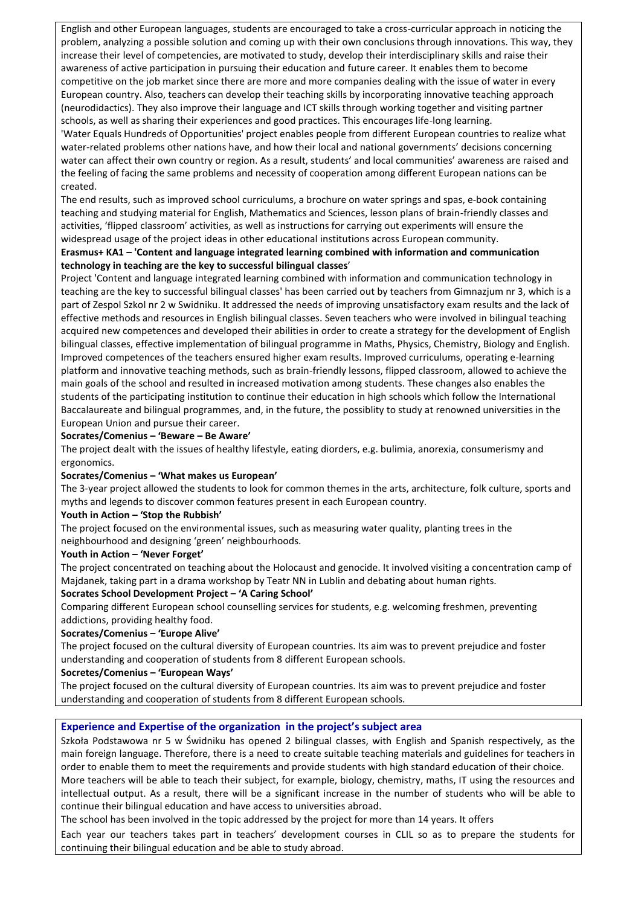English and other European languages, students are encouraged to take a cross-curricular approach in noticing the problem, analyzing a possible solution and coming up with their own conclusions through innovations. This way, they increase their level of competencies, are motivated to study, develop their interdisciplinary skills and raise their awareness of active participation in pursuing their education and future career. It enables them to become competitive on the job market since there are more and more companies dealing with the issue of water in every European country. Also, teachers can develop their teaching skills by incorporating innovative teaching approach (neurodidactics). They also improve their language and ICT skills through working together and visiting partner schools, as well as sharing their experiences and good practices. This encourages life-long learning.

'Water Equals Hundreds of Opportunities' project enables people from different European countries to realize what water-related problems other nations have, and how their local and national governments' decisions concerning water can affect their own country or region. As a result, students' and local communities' awareness are raised and the feeling of facing the same problems and necessity of cooperation among different European nations can be created.

The end results, such as improved school curriculums, a brochure on water springs and spas, e-book containing teaching and studying material for English, Mathematics and Sciences, lesson plans of brain-friendly classes and activities, 'flipped classroom' activities, as well as instructions for carrying out experiments will ensure the widespread usage of the project ideas in other educational institutions across European community.

**Erasmus+ KA1 – 'Content and language integrated learning combined with information and communication technology in teaching are the key to successful bilingual classes'**

Project 'Content and language integrated learning combined with information and communication technology in teaching are the key to successful bilingual classes' has been carried out by teachers from Gimnazjum nr 3, which is a part of Zespol Szkol nr 2 w Swidniku. It addressed the needs of improving unsatisfactory exam results and the lack of effective methods and resources in English bilingual classes. Seven teachers who were involved in bilingual teaching acquired new competences and developed their abilities in order to create a strategy for the development of English bilingual classes, effective implementation of bilingual programme in Maths, Physics, Chemistry, Biology and English. Improved competences of the teachers ensured higher exam results. Improved curriculums, operating e-learning platform and innovative teaching methods, such as brain-friendly lessons, flipped classroom, allowed to achieve the main goals of the school and resulted in increased motivation among students. These changes also enables the students of the participating institution to continue their education in high schools which follow the International Baccalaureate and bilingual programmes, and, in the future, the possiblity to study at renowned universities in the European Union and pursue their career.

**Socrates/Comenius – 'Beware – Be Aware'**

The project dealt with the issues of healthy lifestyle, eating diorders, e.g. bulimia, anorexia, consumerismy and ergonomics.

**Socrates/Comenius – 'What makes us European'**

The 3-year project allowed the students to look for common themes in the arts, architecture, folk culture, sports and myths and legends to discover common features present in each European country.

**Youth in Action – 'Stop the Rubbish'**

The project focused on the environmental issues, such as measuring water quality, planting trees in the neighbourhood and designing 'green' neighbourhoods.

**Youth in Action – 'Never Forget'**

The project concentrated on teaching about the Holocaust and genocide. It involved visiting a concentration camp of Majdanek, taking part in a drama workshop by Teatr NN in Lublin and debating about human rights.

**Socrates School Development Project – 'A Caring School'**

Comparing different European school counselling services for students, e.g. welcoming freshmen, preventing addictions, providing healthy food.

**Socrates/Comenius – 'Europe Alive'**

The project focused on the cultural diversity of European countries. Its aim was to prevent prejudice and foster understanding and cooperation of students from 8 different European schools.

**Socretes/Comenius – 'European Ways'**

The project focused on the cultural diversity of European countries. Its aim was to prevent prejudice and foster understanding and cooperation of students from 8 different European schools.

## Experience and Expertise of the organization in the project's subject area

Szkoła Podstawowa nr 5 w Świdniku has opened 2 bilingual classes, with English and Spanish respectively, as the main foreign language. Therefore, there is a need to create suitable teaching materials and guidelines for teachers in order to enable them to meet the requirements and provide students with high standard education of their choice.

More teachers will be able to teach their subject, for example, biology, chemistry, maths, IT using the resources and intellectual output. As a result, there will be a significant increase in the number of students who will be able to continue their bilingual education and have access to universities abroad.

The school has been involved in the topic addressed by the project for more than 14 years. It offers

Each year our teachers takes part in teachers' development courses in CLIL so as to prepare the students for continuing their bilingual education and be able to study abroad.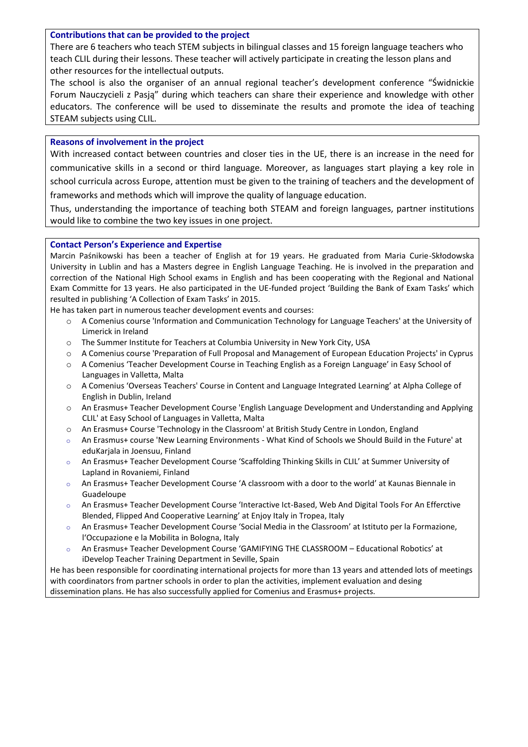### Contributions that can be provided to the project

There are 6 teachers who teach STEM subjects in bilingual classes and 15 foreign language teachers who teach CLIL during their lessons. These teacher will actively participate in creating the lesson plans and other resources for the intellectual outputs.

The school is also the organiser of an annual regional teacher's development conference "Świdnickie Forum Nauczycieli z Pasją" during which teachers can share their experience and knowledge with other educators. The conference will be used to disseminate the results and promote the idea of teaching STEAM subjects using CLIL.

### Reasons of involvement in the project

With increased contact between countries and closer ties in the UE, there is an increase in the need for communicative skills in a second or third language. Moreover, as languages start playing a key role in school curricula across Europe, attention must be given to the training of teachers and the development of frameworks and methods which will improve the quality of language education.

Thus, understanding the importance of teaching both STEAM and foreign languages, partner institutions would like to combine the two key issues in one project.

### Contact Person's Experience and Expertise

Marcin Paśnikowski has been a teacher of English at for 19 years. He graduated from Maria Curie-Skłodowska University in Lublin and has a Masters degree in English Language Teaching. He is involved in the preparation and correction of the National High School exams in English and has been cooperating with the Regional and National Exam Committe for 13 years. He also participated in the UE-funded project 'Building the Bank of Exam Tasks' which resulted in publishing 'A Collection of Exam Tasks' in 2015.

He has taken part in numerous teacher development events and courses:

- A Comenius course 'Information and Communication Technology for Language Teachers' at the University of Limerick in Ireland
- The Summer Institute for Teachers at Columbia University in New York City, USA
- A Comenius course 'Preparation of Full Proposal and Management of European Education Projects' in Cyprus
- A Comenius 'Teacher Development Course in Teaching English as a Foreign Language' in Easy School of Languages in Valletta, Malta
- A Comenius 'Overseas Teachers' Course in Content and Language Integrated Learning' at Alpha College of English in Dublin, Ireland
- An Erasmus+ Teacher Development Course 'English Language Development and Understanding and Applying CLIL' at Easy School of Languages in Valletta, Malta
- An Erasmus+ Course 'Technology in the Classroom' at British Study Centre in London, England
- An Erasmus+ course 'New Learning Environments - What Kind of Schools we Should Build in the Future' at eduKarjala in Joensuu, Finland
- An Erasmus+ Teacher Development Course 'Scaffolding Thinking Skills in CLIL' at Summer University of Lapland in Rovaniemi, Finland
- An Erasmus+ Teacher Development Course 'A classroom with a door to the world' at Kaunas Biennale in Guadeloupe
- An Erasmus+ Teacher Development Course 'Interactive Ict-Based, Web And Digital Tools For An Effertive Blended, Flipped And Cooperative Learning' at Enjoy Italy in Tropea, Italy
- An Erasmus+ Teacher Development Course 'Social Media in the Classroom' at Istituto per la Formazione, l'Occupazione e la Mobilita in Bologna, Italy
- An Erasmus+ Teacher Development Course 'GAMIFYING THE CLASSROOM – Educational Robotics' at iDevelop Teacher Training Department in Seville, Spain

He has been responsible for coordinating international projects for more than 13 years and attended lots of meetings with coordinators from partner schools in order to plan the activities, implement evaluation and desing dissemination plans. He has also successfully applied for Comenius and Erasmus+ projects.